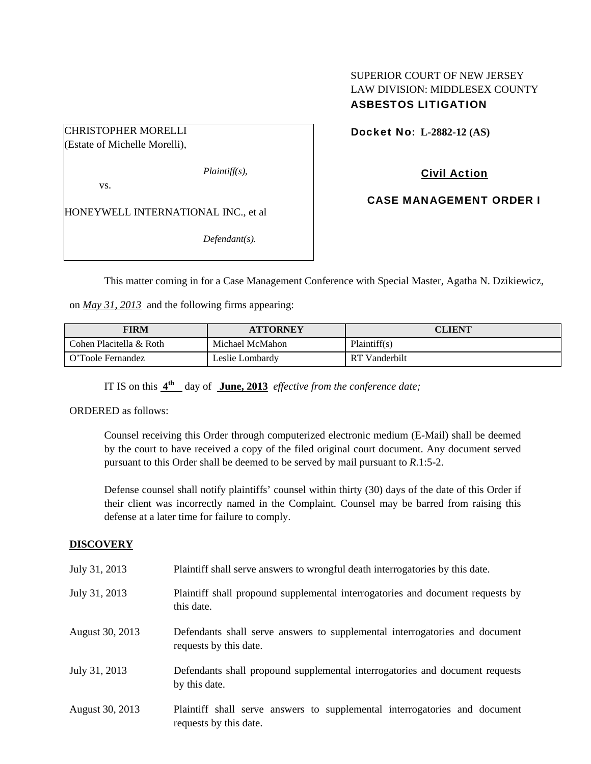SUPERIOR COURT OF NEW JERSEY
LAW DIVISION: MIDDLESEX COUNTY
**ASBESTOS LITIGATION**

CHRISTOPHER MORELLI
(Estate of Michelle Morelli),

*Plaintiff(s),*

vs.

HONEYWELL INTERNATIONAL INC., et al

*Defendant(s).*

**Docket No: L-2882-12 (AS)**

**Civil Action**

**CASE MANAGEMENT ORDER I**

This matter coming in for a Case Management Conference with Special Master, Agatha N. Dzikiewicz, on *May 31, 2013* and the following firms appearing:

| FIRM | ATTORNEY | CLIENT |
|---|---|---|
| Cohen Placitella & Roth | Michael McMahon | Plaintiff(s) |
| O'Toole Fernandez | Leslie Lombardy | RT Vanderbilt |

IT IS on this **4th** day of **June, 2013** *effective from the conference date;*

ORDERED as follows:

Counsel receiving this Order through computerized electronic medium (E-Mail) shall be deemed by the court to have received a copy of the filed original court document. Any document served pursuant to this Order shall be deemed to be served by mail pursuant to *R*.1:5-2.

Defense counsel shall notify plaintiffs' counsel within thirty (30) days of the date of this Order if their client was incorrectly named in the Complaint. Counsel may be barred from raising this defense at a later time for failure to comply.

## DISCOVERY

| | |
|---|---|
| July 31, 2013 | Plaintiff shall serve answers to wrongful death interrogatories by this date. |
| July 31, 2013 | Plaintiff shall propound supplemental interrogatories and document requests by this date. |
| August 30, 2013 | Defendants shall serve answers to supplemental interrogatories and document requests by this date. |
| July 31, 2013 | Defendants shall propound supplemental interrogatories and document requests by this date. |
| August 30, 2013 | Plaintiff shall serve answers to supplemental interrogatories and document requests by this date. |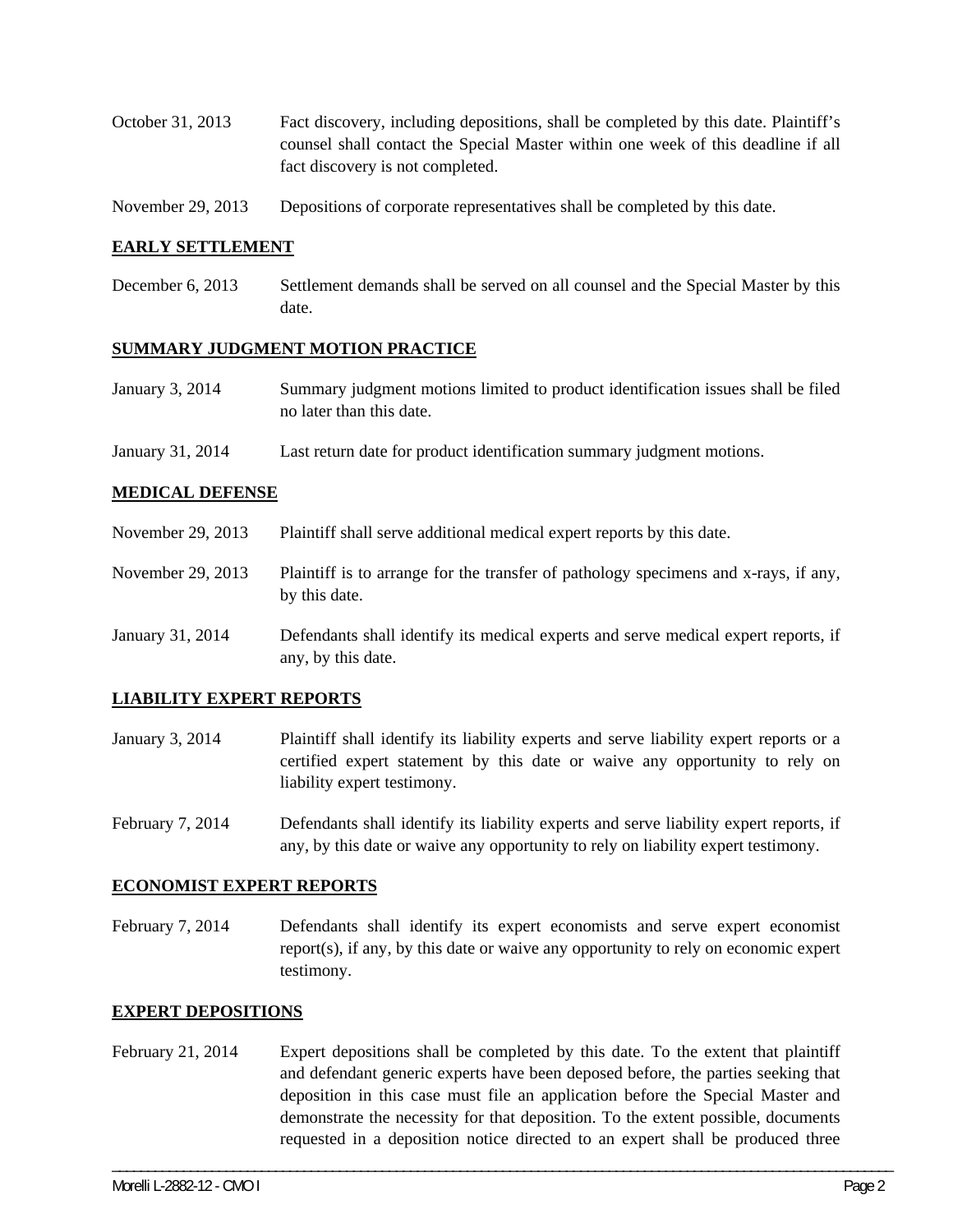October 31, 2013 Fact discovery, including depositions, shall be completed by this date. Plaintiff's counsel shall contact the Special Master within one week of this deadline if all fact discovery is not completed.

November 29, 2013 Depositions of corporate representatives shall be completed by this date.

**EARLY SETTLEMENT**

December 6, 2013 Settlement demands shall be served on all counsel and the Special Master by this date.

**SUMMARY JUDGMENT MOTION PRACTICE**

January 3, 2014 Summary judgment motions limited to product identification issues shall be filed no later than this date.

January 31, 2014 Last return date for product identification summary judgment motions.

**MEDICAL DEFENSE**

November 29, 2013 Plaintiff shall serve additional medical expert reports by this date.

November 29, 2013 Plaintiff is to arrange for the transfer of pathology specimens and x-rays, if any, by this date.

January 31, 2014 Defendants shall identify its medical experts and serve medical expert reports, if any, by this date.

**LIABILITY EXPERT REPORTS**

January 3, 2014 Plaintiff shall identify its liability experts and serve liability expert reports or a certified expert statement by this date or waive any opportunity to rely on liability expert testimony.

February 7, 2014 Defendants shall identify its liability experts and serve liability expert reports, if any, by this date or waive any opportunity to rely on liability expert testimony.

**ECONOMIST EXPERT REPORTS**

February 7, 2014 Defendants shall identify its expert economists and serve expert economist report(s), if any, by this date or waive any opportunity to rely on economic expert testimony.

**EXPERT DEPOSITIONS**

February 21, 2014 Expert depositions shall be completed by this date. To the extent that plaintiff and defendant generic experts have been deposed before, the parties seeking that deposition in this case must file an application before the Special Master and demonstrate the necessity for that deposition. To the extent possible, documents requested in a deposition notice directed to an expert shall be produced three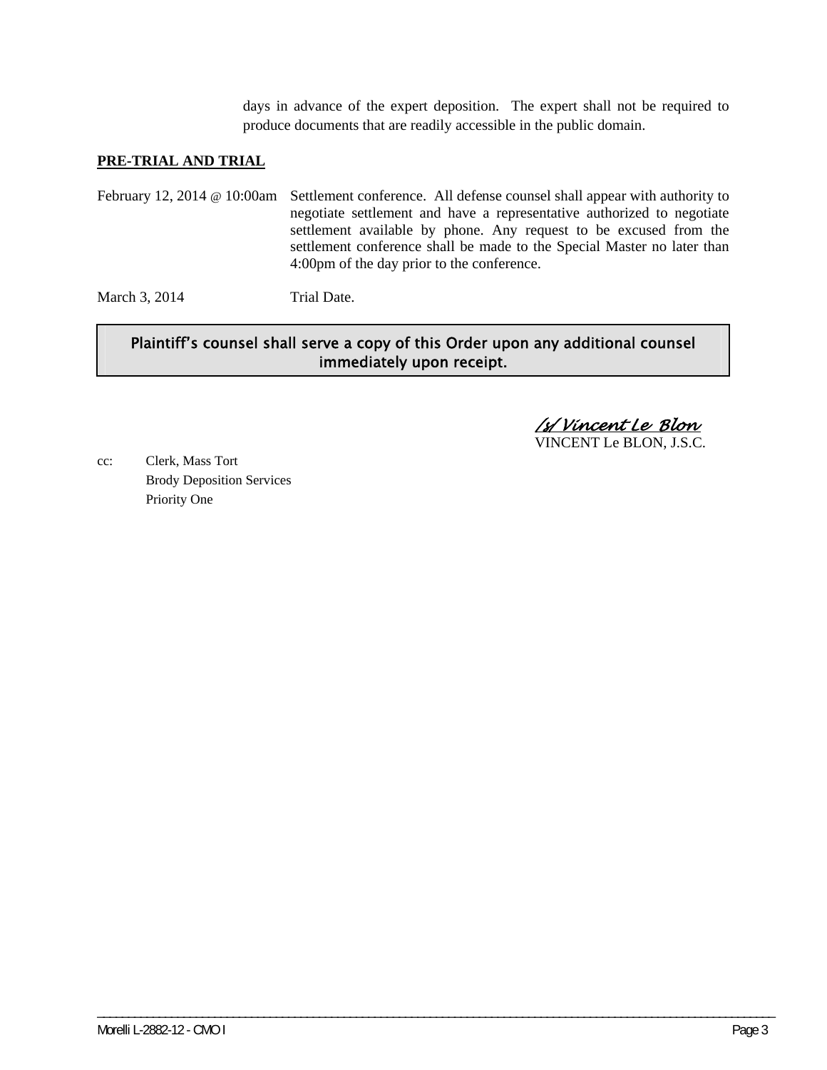days in advance of the expert deposition. The expert shall not be required to produce documents that are readily accessible in the public domain.

**PRE-TRIAL AND TRIAL**

| | |
|---|---|
| February 12, 2014 @ 10:00am | Settlement conference. All defense counsel shall appear with authority to negotiate settlement and have a representative authorized to negotiate settlement available by phone. Any request to be excused from the settlement conference shall be made to the Special Master no later than 4:00pm of the day prior to the conference. |
| March 3, 2014 | Trial Date. |

**Plaintiff's counsel shall serve a copy of this Order upon any additional counsel immediately upon receipt.**

*/s/ Vincent Le Blon*

VINCENT Le BLON, J.S.C.

cc: Clerk, Mass Tort
Brody Deposition Services
Priority One